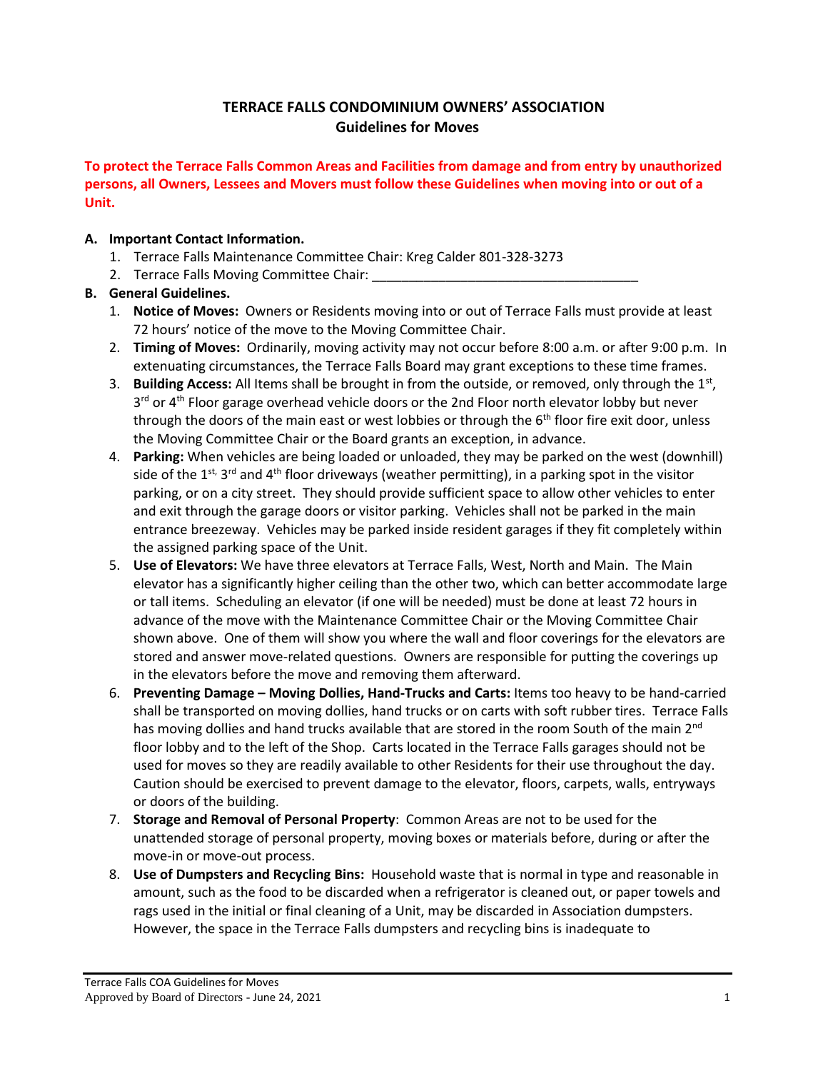# TERRACE FALLS CONDOMINIUM OWNERS' ASSOCIATION
## Guidelines for Moves

**To protect the Terrace Falls Common Areas and Facilities from damage and from entry by unauthorized persons, all Owners, Lessees and Movers must follow these Guidelines when moving into or out of a Unit.**

**A. Important Contact Information.**

1. Terrace Falls Maintenance Committee Chair: Kreg Calder 801-328-3273
2. Terrace Falls Moving Committee Chair: ____________________________________

**B. General Guidelines.**

1. **Notice of Moves:** Owners or Residents moving into or out of Terrace Falls must provide at least 72 hours' notice of the move to the Moving Committee Chair.
2. **Timing of Moves:** Ordinarily, moving activity may not occur before 8:00 a.m. or after 9:00 p.m. In extenuating circumstances, the Terrace Falls Board may grant exceptions to these time frames.
3. **Building Access:** All Items shall be brought in from the outside, or removed, only through the 1st, 3rd or 4th Floor garage overhead vehicle doors or the 2nd Floor north elevator lobby but never through the doors of the main east or west lobbies or through the 6th floor fire exit door, unless the Moving Committee Chair or the Board grants an exception, in advance.
4. **Parking:** When vehicles are being loaded or unloaded, they may be parked on the west (downhill) side of the 1st, 3rd and 4th floor driveways (weather permitting), in a parking spot in the visitor parking, or on a city street. They should provide sufficient space to allow other vehicles to enter and exit through the garage doors or visitor parking. Vehicles shall not be parked in the main entrance breezeway. Vehicles may be parked inside resident garages if they fit completely within the assigned parking space of the Unit.
5. **Use of Elevators:** We have three elevators at Terrace Falls, West, North and Main. The Main elevator has a significantly higher ceiling than the other two, which can better accommodate large or tall items. Scheduling an elevator (if one will be needed) must be done at least 72 hours in advance of the move with the Maintenance Committee Chair or the Moving Committee Chair shown above. One of them will show you where the wall and floor coverings for the elevators are stored and answer move-related questions. Owners are responsible for putting the coverings up in the elevators before the move and removing them afterward.
6. **Preventing Damage – Moving Dollies, Hand-Trucks and Carts:** Items too heavy to be hand-carried shall be transported on moving dollies, hand trucks or on carts with soft rubber tires. Terrace Falls has moving dollies and hand trucks available that are stored in the room South of the main 2nd floor lobby and to the left of the Shop. Carts located in the Terrace Falls garages should not be used for moves so they are readily available to other Residents for their use throughout the day. Caution should be exercised to prevent damage to the elevator, floors, carpets, walls, entryways or doors of the building.
7. **Storage and Removal of Personal Property**: Common Areas are not to be used for the unattended storage of personal property, moving boxes or materials before, during or after the move-in or move-out process.
8. **Use of Dumpsters and Recycling Bins:** Household waste that is normal in type and reasonable in amount, such as the food to be discarded when a refrigerator is cleaned out, or paper towels and rags used in the initial or final cleaning of a Unit, may be discarded in Association dumpsters. However, the space in the Terrace Falls dumpsters and recycling bins is inadequate to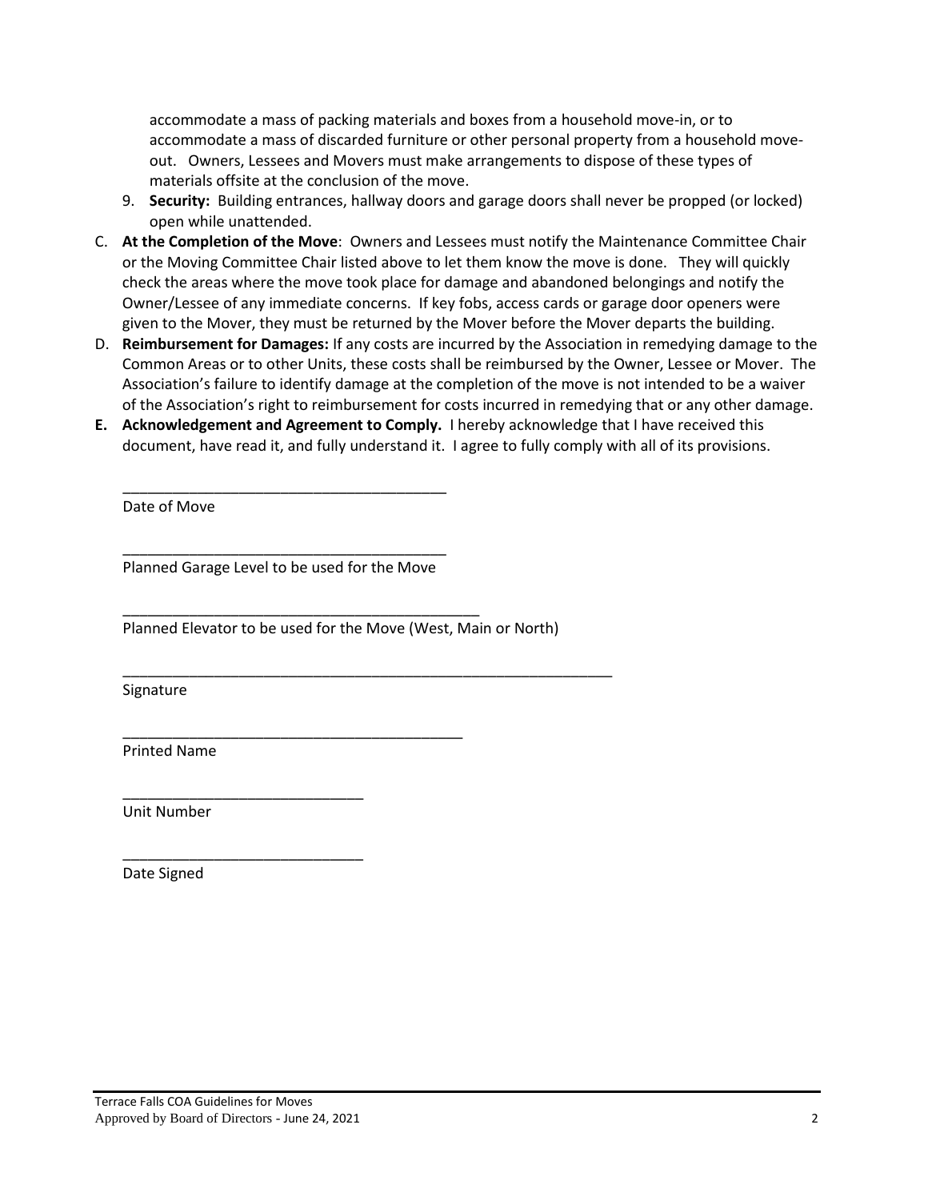accommodate a mass of packing materials and boxes from a household move-in, or to accommodate a mass of discarded furniture or other personal property from a household move-out. Owners, Lessees and Movers must make arrangements to dispose of these types of materials offsite at the conclusion of the move.

9. **Security:** Building entrances, hallway doors and garage doors shall never be propped (or locked) open while unattended.

C. **At the Completion of the Move**: Owners and Lessees must notify the Maintenance Committee Chair or the Moving Committee Chair listed above to let them know the move is done. They will quickly check the areas where the move took place for damage and abandoned belongings and notify the Owner/Lessee of any immediate concerns. If key fobs, access cards or garage door openers were given to the Mover, they must be returned by the Mover before the Mover departs the building.

D. **Reimbursement for Damages:** If any costs are incurred by the Association in remedying damage to the Common Areas or to other Units, these costs shall be reimbursed by the Owner, Lessee or Mover. The Association's failure to identify damage at the completion of the move is not intended to be a waiver of the Association's right to reimbursement for costs incurred in remedying that or any other damage.

**E. Acknowledgement and Agreement to Comply.** I hereby acknowledge that I have received this document, have read it, and fully understand it. I agree to fully comply with all of its provisions.

________________________________________
Date of Move

________________________________________
Planned Garage Level to be used for the Move

____________________________________________
Planned Elevator to be used for the Move (West, Main or North)

____________________________________________________________
Signature

__________________________________________
Printed Name

_____________________________
Unit Number

_____________________________
Date Signed